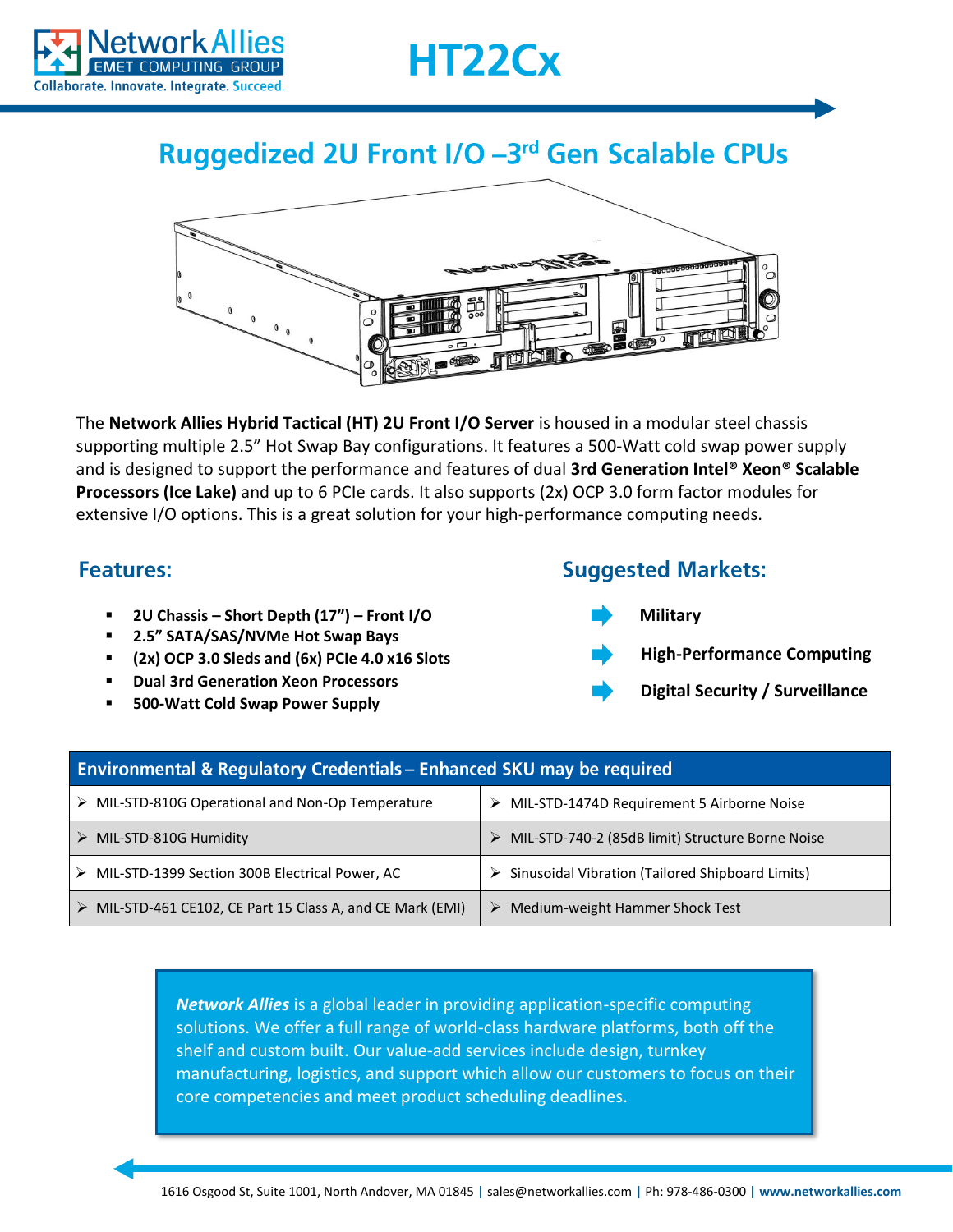# HT22Cx

## Ruggedized 2U Front I/O –3rd Gen Scalable CPUs

The **Network Allies Hybrid Tactical (HT) 2U Front I/O Server** is housed in a modular steel chassis supporting multiple 2.5" Hot Swap Bay configurations. It features a 500-Watt cold swap power supply and is designed to support the performance and features of dual **3rd Generation Intel® Xeon® Scalable Processors (Ice Lake)** and up to 6 PCIe cards. It also supports (2x) OCP 3.0 form factor modules for extensive I/O options. This is a great solution for your high-performance computing needs.

### Features:

- **2U Chassis – Short Depth (17") – Front I/O**
- **2.5" SATA/SAS/NVMe Hot Swap Bays**
- **(2x) OCP 3.0 Sleds and (6x) PCIe 4.0 x16 Slots**
- **Dual 3rd Generation Xeon Processors**
- **500-Watt Cold Swap Power Supply**

### Suggested Markets:

- **Military**
- **High-Performance Computing**
- **Digital Security / Surveillance**

| Environmental & Regulatory Credentials – Enhanced SKU may be required | |
|---|---|
| MIL-STD-810G Operational and Non-Op Temperature | MIL-STD-1474D Requirement 5 Airborne Noise |
| MIL-STD-810G Humidity | MIL-STD-740-2 (85dB limit) Structure Borne Noise |
| MIL-STD-1399 Section 300B Electrical Power, AC | Sinusoidal Vibration (Tailored Shipboard Limits) |
| MIL-STD-461 CE102, CE Part 15 Class A, and CE Mark (EMI) | Medium-weight Hammer Shock Test |

***Network Allies*** is a global leader in providing application-specific computing solutions. We offer a full range of world-class hardware platforms, both off the shelf and custom built. Our value-add services include design, turnkey manufacturing, logistics, and support which allow our customers to focus on their core competencies and meet product scheduling deadlines.

1616 Osgood St, Suite 1001, North Andover, MA 01845 | sales@networkallies.com | Ph: 978-486-0300 | **www.networkallies.com**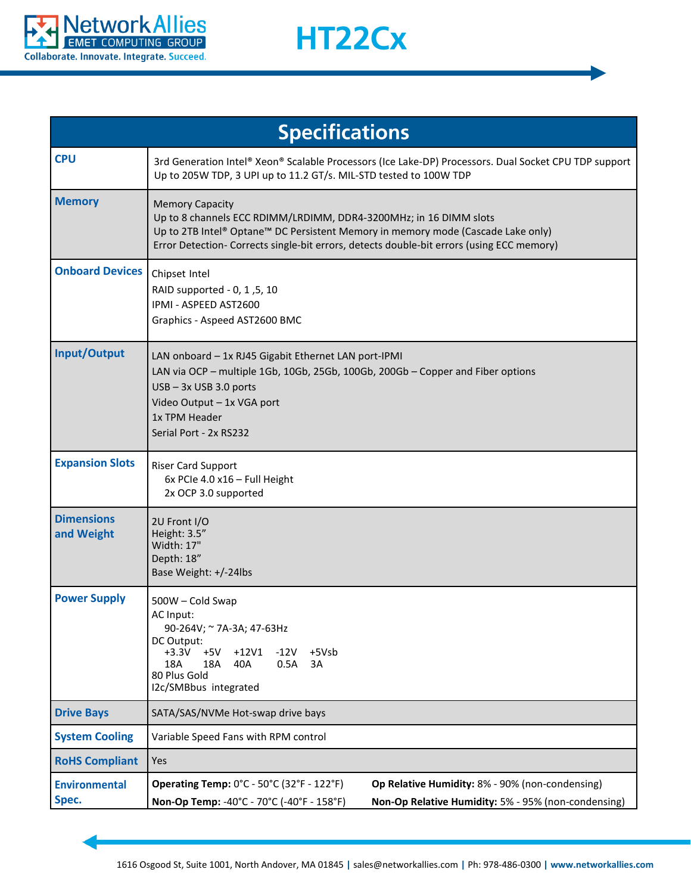# HT22Cx

| Specifications | |
|---|---|
| **CPU** | 3rd Generation Intel® Xeon® Scalable Processors (Ice Lake-DP) Processors. Dual Socket CPU TDP support Up to 205W TDP, 3 UPI up to 11.2 GT/s. MIL-STD tested to 100W TDP |
| **Memory** | Memory Capacity<br>Up to 8 channels ECC RDIMM/LRDIMM, DDR4-3200MHz; in 16 DIMM slots<br>Up to 2TB Intel® Optane™ DC Persistent Memory in memory mode (Cascade Lake only)<br>Error Detection- Corrects single-bit errors, detects double-bit errors (using ECC memory) |
| **Onboard Devices** | Chipset Intel<br>RAID supported - 0, 1 ,5, 10<br>IPMI - ASPEED AST2600<br>Graphics - Aspeed AST2600 BMC |
| **Input/Output** | LAN onboard – 1x RJ45 Gigabit Ethernet LAN port-IPMI<br>LAN via OCP – multiple 1Gb, 10Gb, 25Gb, 100Gb, 200Gb – Copper and Fiber options<br>USB – 3x USB 3.0 ports<br>Video Output – 1x VGA port<br>1x TPM Header<br>Serial Port - 2x RS232 |
| **Expansion Slots** | Riser Card Support<br>6x PCIe 4.0 x16 – Full Height<br>2x OCP 3.0 supported |
| **Dimensions and Weight** | 2U Front I/O<br>Height: 3.5"<br>Width: 17"<br>Depth: 18"<br>Base Weight: +/-24lbs |
| **Power Supply** | 500W – Cold Swap<br>AC Input:<br>90-264V; ~ 7A-3A; 47-63Hz<br>DC Output:<br>+3.3V: 18A, +5V: 18A, +12V1: 40A, -12V: 0.5A, +5Vsb: 3A<br>80 Plus Gold<br>I2c/SMBbus integrated |
| **Drive Bays** | SATA/SAS/NVMe Hot-swap drive bays |
| **System Cooling** | Variable Speed Fans with RPM control |
| **RoHS Compliant** | Yes |
| **Environmental Spec.** | **Operating Temp:** 0°C - 50°C (32°F - 122°F)<br>**Op Relative Humidity:** 8% - 90% (non-condensing)<br>**Non-Op Temp:** -40°C - 70°C (-40°F - 158°F)<br>**Non-Op Relative Humidity:** 5% - 95% (non-condensing) |

1616 Osgood St, Suite 1001, North Andover, MA 01845 | sales@networkallies.com | Ph: 978-486-0300 | www.networkallies.com